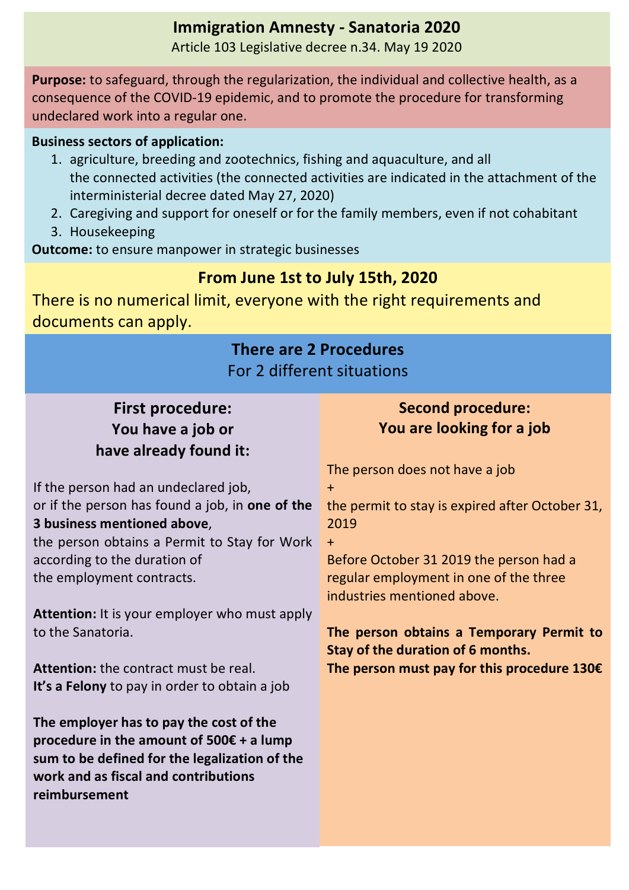# Immigration Amnesty - Sanatoria 2020

Article 103 Legislative decree n.34. May 19 2020

**Purpose:** to safeguard, through the regularization, the individual and collective health, as a consequence of the COVID-19 epidemic, and to promote the procedure for transforming undeclared work into a regular one.

**Business sectors of application:**

1. agriculture, breeding and zootechnics, fishing and aquaculture, and all the connected activities (the connected activities are indicated in the attachment of the interministerial decree dated May 27, 2020)
2. Caregiving and support for oneself or for the family members, even if not cohabitant
3. Housekeeping

**Outcome:** to ensure manpower in strategic businesses

## From June 1st to July 15th, 2020

There is no numerical limit, everyone with the right requirements and documents can apply.

## There are 2 Procedures

For 2 different situations

### First procedure: You have a job or have already found it:

If the person had an undeclared job, or if the person has found a job, in **one of the 3 business mentioned above**, the person obtains a Permit to Stay for Work according to the duration of the employment contracts.

**Attention:** It is your employer who must apply to the Sanatoria.

**Attention:** the contract must be real.
**It's a Felony** to pay in order to obtain a job

**The employer has to pay the cost of the procedure in the amount of 500€ + a lump sum to be defined for the legalization of the work and as fiscal and contributions reimbursement**

### Second procedure: You are looking for a job

The person does not have a job
+
the permit to stay is expired after October 31, 2019
+
Before October 31 2019 the person had a regular employment in one of the three industries mentioned above.

**The person obtains a Temporary Permit to Stay of the duration of 6 months.**
**The person must pay for this procedure 130€**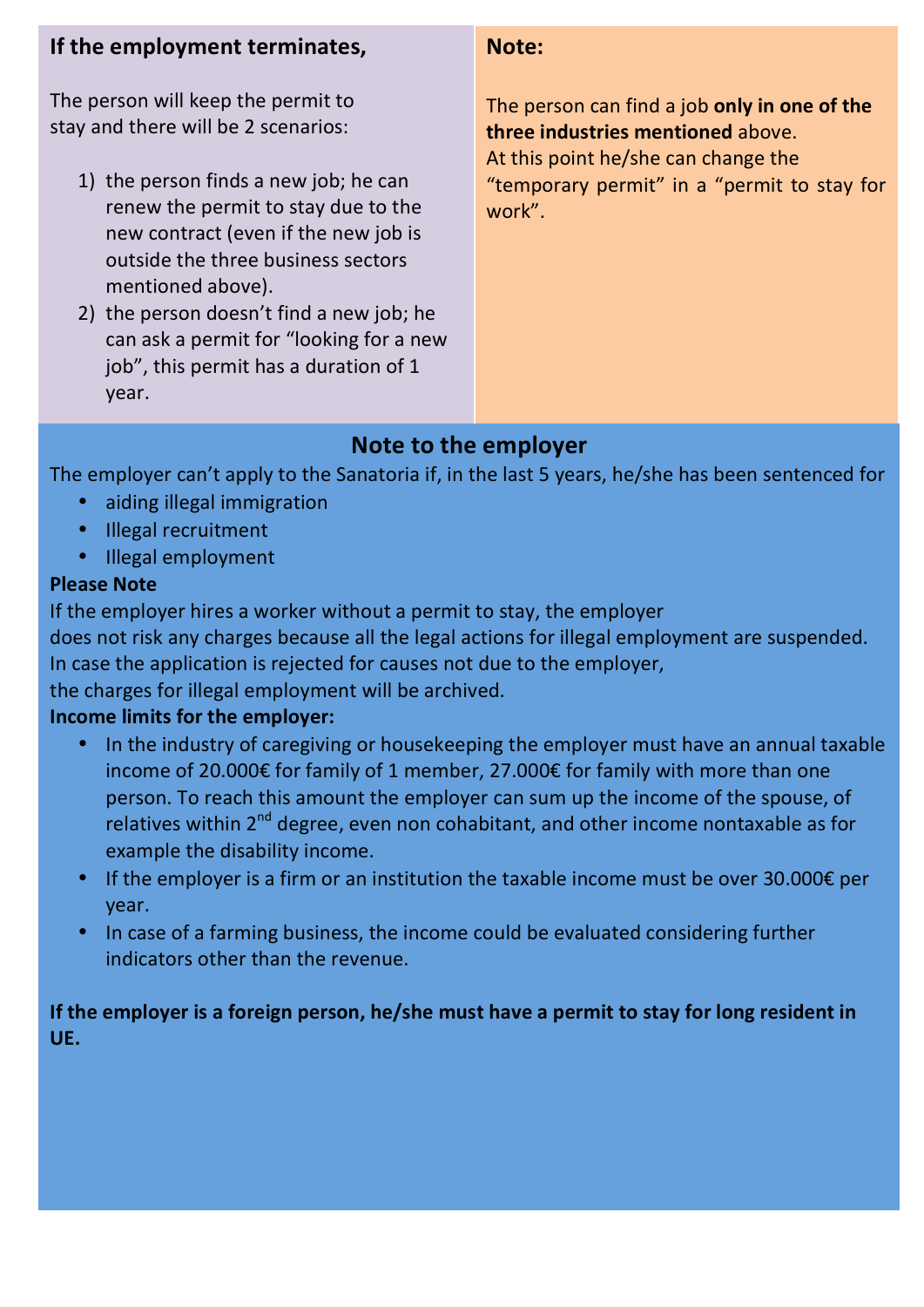### If the employment terminates,

The person will keep the permit to stay and there will be 2 scenarios:

1) the person finds a new job; he can renew the permit to stay due to the new contract (even if the new job is outside the three business sectors mentioned above).
2) the person doesn't find a new job; he can ask a permit for "looking for a new job", this permit has a duration of 1 year.

### Note:

The person can find a job **only in one of the three industries mentioned** above.
At this point he/she can change the "temporary permit" in a "permit to stay for work".

## Note to the employer

The employer can't apply to the Sanatoria if, in the last 5 years, he/she has been sentenced for

- aiding illegal immigration
- Illegal recruitment
- Illegal employment

**Please Note**

If the employer hires a worker without a permit to stay, the employer does not risk any charges because all the legal actions for illegal employment are suspended. In case the application is rejected for causes not due to the employer, the charges for illegal employment will be archived.

**Income limits for the employer:**

- In the industry of caregiving or housekeeping the employer must have an annual taxable income of 20.000€ for family of 1 member, 27.000€ for family with more than one person. To reach this amount the employer can sum up the income of the spouse, of relatives within 2nd degree, even non cohabitant, and other income nontaxable as for example the disability income.
- If the employer is a firm or an institution the taxable income must be over 30.000€ per year.
- In case of a farming business, the income could be evaluated considering further indicators other than the revenue.

**If the employer is a foreign person, he/she must have a permit to stay for long resident in UE.**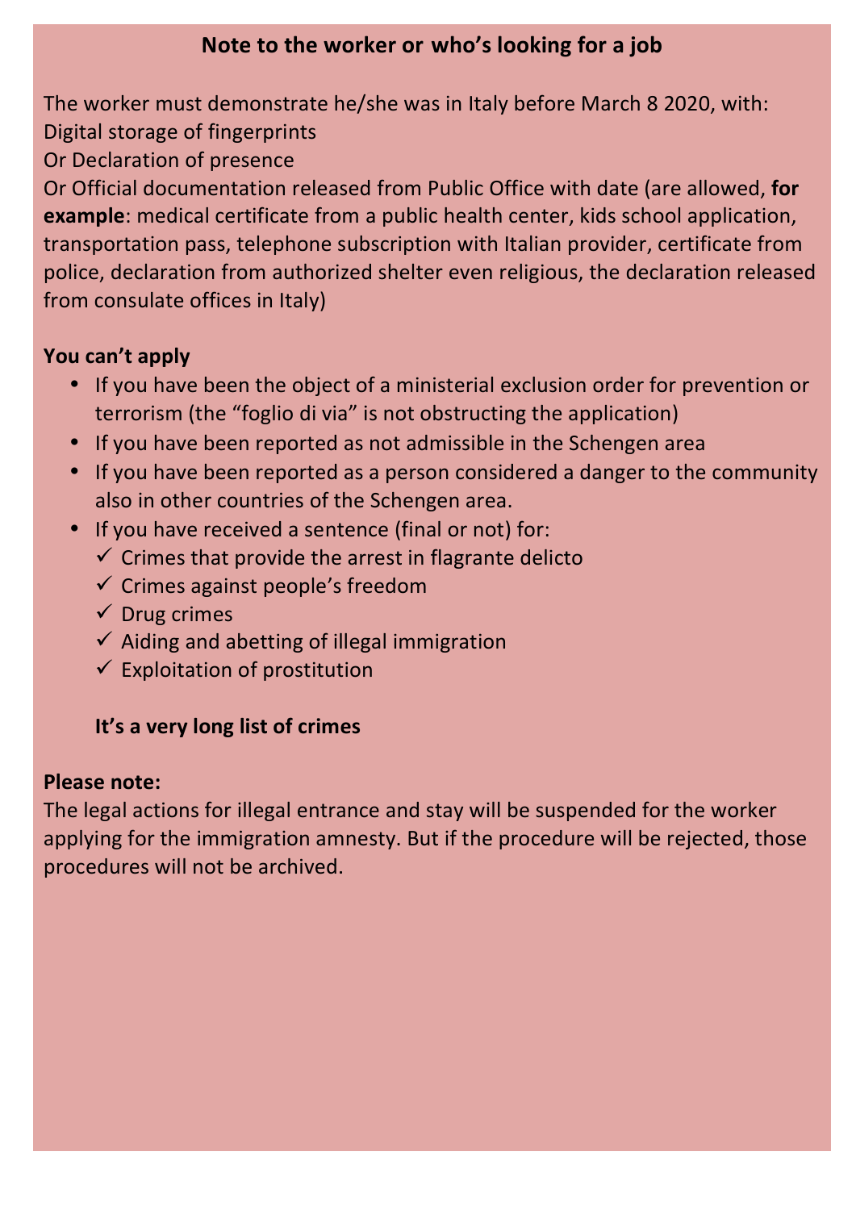## Note to the worker or who's looking for a job

The worker must demonstrate he/she was in Italy before March 8 2020, with:
Digital storage of fingerprints
Or Declaration of presence
Or Official documentation released from Public Office with date (are allowed, **for example**: medical certificate from a public health center, kids school application, transportation pass, telephone subscription with Italian provider, certificate from police, declaration from authorized shelter even religious, the declaration released from consulate offices in Italy)

**You can't apply**

- If you have been the object of a ministerial exclusion order for prevention or terrorism (the "foglio di via" is not obstructing the application)
- If you have been reported as not admissible in the Schengen area
- If you have been reported as a person considered a danger to the community also in other countries of the Schengen area.
- If you have received a sentence (final or not) for:
  - ✓ Crimes that provide the arrest in flagrante delicto
  - ✓ Crimes against people's freedom
  - ✓ Drug crimes
  - ✓ Aiding and abetting of illegal immigration
  - ✓ Exploitation of prostitution

  **It's a very long list of crimes**

**Please note:**
The legal actions for illegal entrance and stay will be suspended for the worker applying for the immigration amnesty. But if the procedure will be rejected, those procedures will not be archived.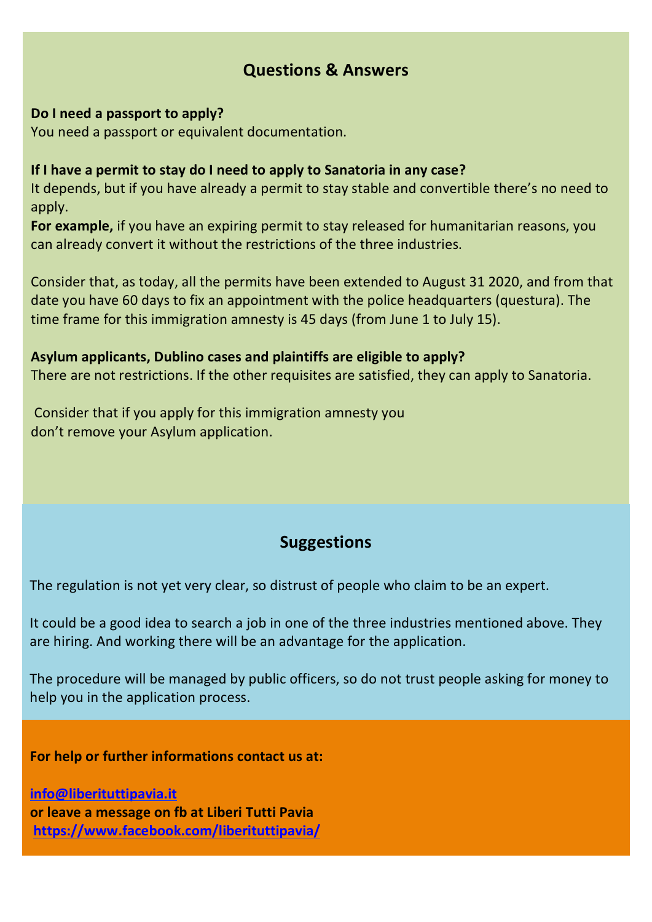## Questions & Answers

**Do I need a passport to apply?**
You need a passport or equivalent documentation.

**If I have a permit to stay do I need to apply to Sanatoria in any case?**
It depends, but if you have already a permit to stay stable and convertible there's no need to apply.
**For example,** if you have an expiring permit to stay released for humanitarian reasons, you can already convert it without the restrictions of the three industries.

Consider that, as today, all the permits have been extended to August 31 2020, and from that date you have 60 days to fix an appointment with the police headquarters (questura). The time frame for this immigration amnesty is 45 days (from June 1 to July 15).

**Asylum applicants, Dublino cases and plaintiffs are eligible to apply?**
There are not restrictions. If the other requisites are satisfied, they can apply to Sanatoria.

Consider that if you apply for this immigration amnesty you don't remove your Asylum application.

## Suggestions

The regulation is not yet very clear, so distrust of people who claim to be an expert.

It could be a good idea to search a job in one of the three industries mentioned above. They are hiring. And working there will be an advantage for the application.

The procedure will be managed by public officers, so do not trust people asking for money to help you in the application process.

**For help or further informations contact us at:**

**info@liberituttipavia.it**
**or leave a message on fb at Liberi Tutti Pavia**
**https://www.facebook.com/liberituttipavia/**